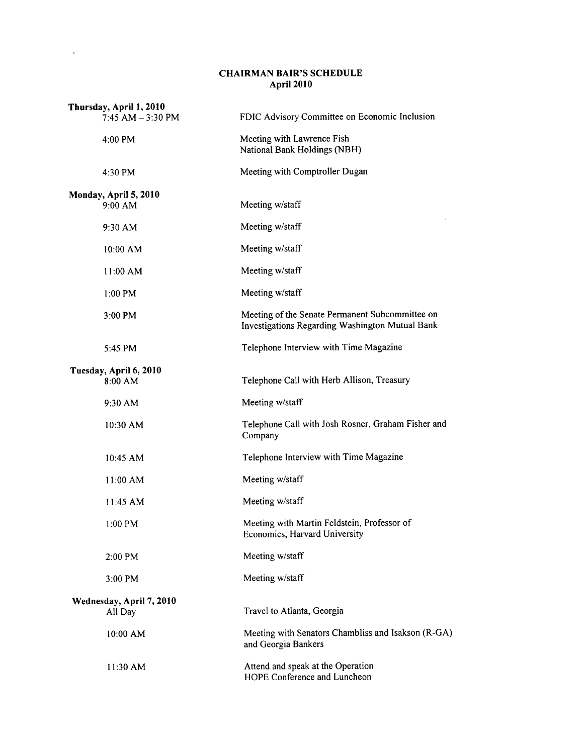# CHAIRMAN BAIR'S SCHEDULE
## April 2010

**Thursday, April 1, 2010**

| | |
|---|---|
| 7:45 AM – 3:30 PM | FDIC Advisory Committee on Economic Inclusion |
| 4:00 PM | Meeting with Lawrence Fish<br>National Bank Holdings (NBH) |
| 4:30 PM | Meeting with Comptroller Dugan |

**Monday, April 5, 2010**

| | |
|---|---|
| 9:00 AM | Meeting w/staff |
| 9:30 AM | Meeting w/staff |
| 10:00 AM | Meeting w/staff |
| 11:00 AM | Meeting w/staff |
| 1:00 PM | Meeting w/staff |
| 3:00 PM | Meeting of the Senate Permanent Subcommittee on Investigations Regarding Washington Mutual Bank |
| 5:45 PM | Telephone Interview with Time Magazine |

**Tuesday, April 6, 2010**

| | |
|---|---|
| 8:00 AM | Telephone Call with Herb Allison, Treasury |
| 9:30 AM | Meeting w/staff |
| 10:30 AM | Telephone Call with Josh Rosner, Graham Fisher and Company |
| 10:45 AM | Telephone Interview with Time Magazine |
| 11:00 AM | Meeting w/staff |
| 11:45 AM | Meeting w/staff |
| 1:00 PM | Meeting with Martin Feldstein, Professor of Economics, Harvard University |
| 2:00 PM | Meeting w/staff |
| 3:00 PM | Meeting w/staff |

**Wednesday, April 7, 2010**

| | |
|---|---|
| All Day | Travel to Atlanta, Georgia |
| 10:00 AM | Meeting with Senators Chambliss and Isakson (R-GA) and Georgia Bankers |
| 11:30 AM | Attend and speak at the Operation HOPE Conference and Luncheon |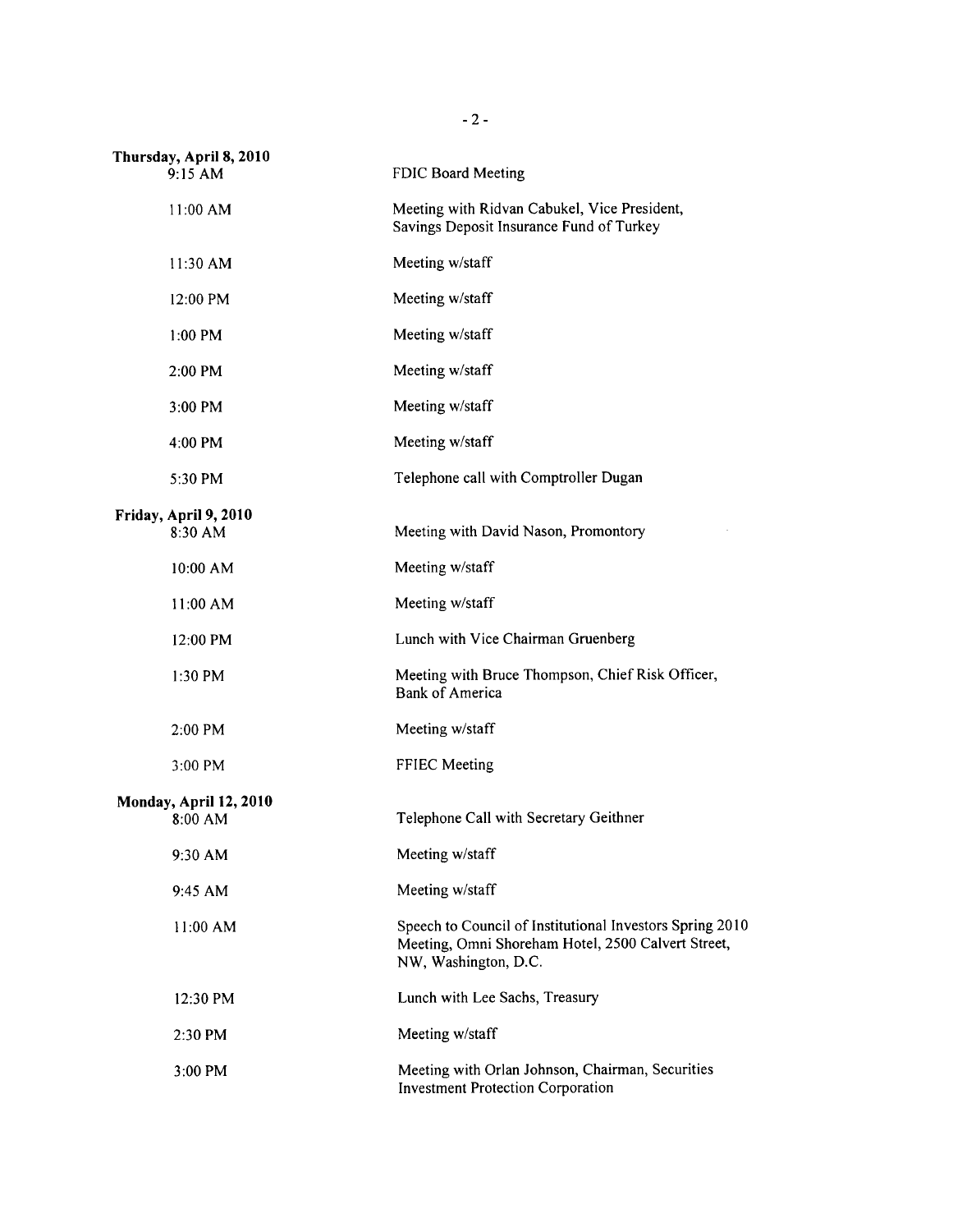**Thursday, April 8, 2010**

| | |
|---|---|
| 9:15 AM | FDIC Board Meeting |
| 11:00 AM | Meeting with Ridvan Cabukel, Vice President, Savings Deposit Insurance Fund of Turkey |
| 11:30 AM | Meeting w/staff |
| 12:00 PM | Meeting w/staff |
| 1:00 PM | Meeting w/staff |
| 2:00 PM | Meeting w/staff |
| 3:00 PM | Meeting w/staff |
| 4:00 PM | Meeting w/staff |
| 5:30 PM | Telephone call with Comptroller Dugan |

**Friday, April 9, 2010**

| | |
|---|---|
| 8:30 AM | Meeting with David Nason, Promontory |
| 10:00 AM | Meeting w/staff |
| 11:00 AM | Meeting w/staff |
| 12:00 PM | Lunch with Vice Chairman Gruenberg |
| 1:30 PM | Meeting with Bruce Thompson, Chief Risk Officer, Bank of America |
| 2:00 PM | Meeting w/staff |
| 3:00 PM | FFIEC Meeting |

**Monday, April 12, 2010**

| | |
|---|---|
| 8:00 AM | Telephone Call with Secretary Geithner |
| 9:30 AM | Meeting w/staff |
| 9:45 AM | Meeting w/staff |
| 11:00 AM | Speech to Council of Institutional Investors Spring 2010 Meeting, Omni Shoreham Hotel, 2500 Calvert Street, NW, Washington, D.C. |
| 12:30 PM | Lunch with Lee Sachs, Treasury |
| 2:30 PM | Meeting w/staff |
| 3:00 PM | Meeting with Orlan Johnson, Chairman, Securities Investment Protection Corporation |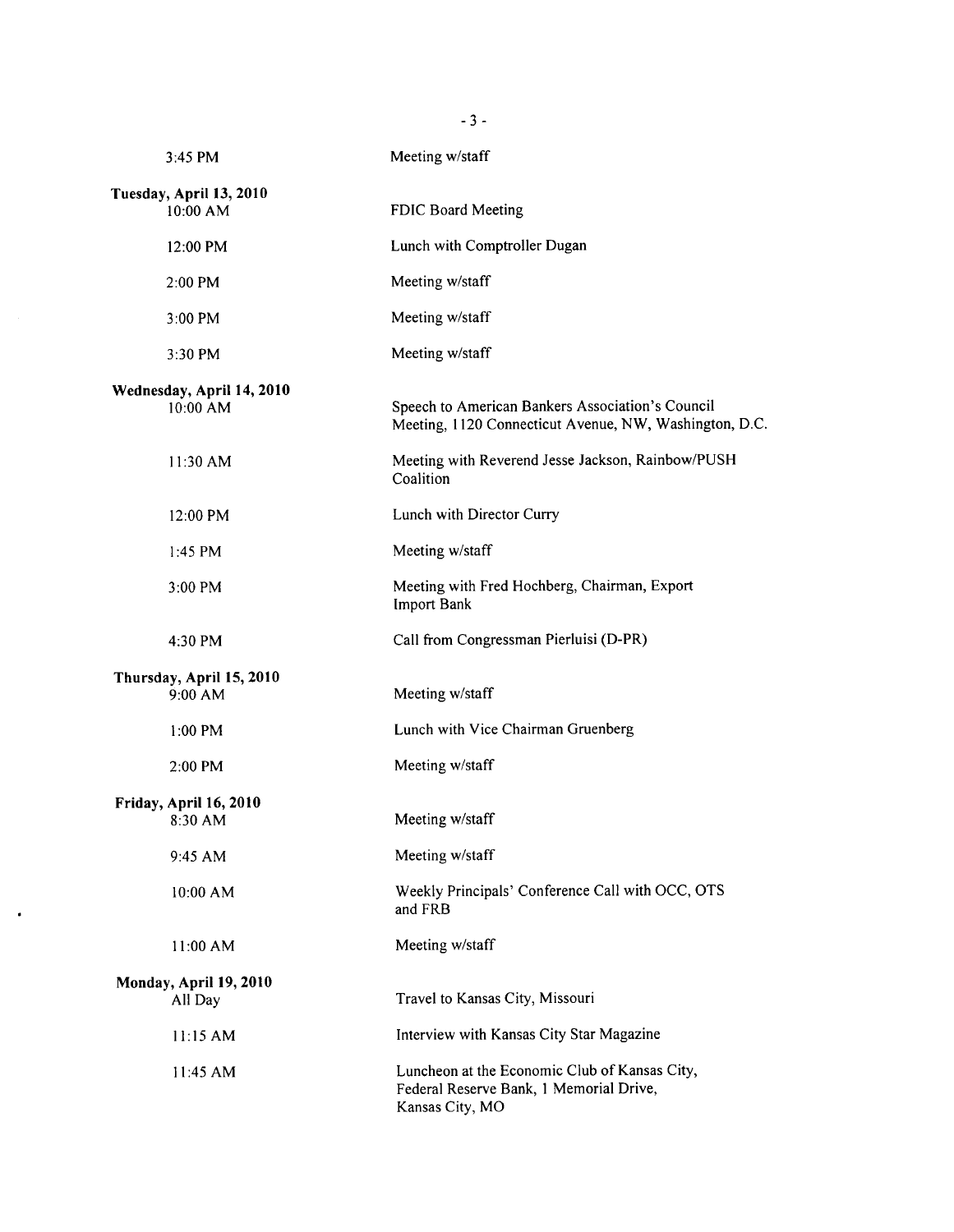| | |
|---|---|
| 3:45 PM | Meeting w/staff |
| **Tuesday, April 13, 2010** | |
| 10:00 AM | FDIC Board Meeting |
| 12:00 PM | Lunch with Comptroller Dugan |
| 2:00 PM | Meeting w/staff |
| 3:00 PM | Meeting w/staff |
| 3:30 PM | Meeting w/staff |
| **Wednesday, April 14, 2010** | |
| 10:00 AM | Speech to American Bankers Association's Council Meeting, 1120 Connecticut Avenue, NW, Washington, D.C. |
| 11:30 AM | Meeting with Reverend Jesse Jackson, Rainbow/PUSH Coalition |
| 12:00 PM | Lunch with Director Curry |
| 1:45 PM | Meeting w/staff |
| 3:00 PM | Meeting with Fred Hochberg, Chairman, Export Import Bank |
| 4:30 PM | Call from Congressman Pierluisi (D-PR) |
| **Thursday, April 15, 2010** | |
| 9:00 AM | Meeting w/staff |
| 1:00 PM | Lunch with Vice Chairman Gruenberg |
| 2:00 PM | Meeting w/staff |
| **Friday, April 16, 2010** | |
| 8:30 AM | Meeting w/staff |
| 9:45 AM | Meeting w/staff |
| 10:00 AM | Weekly Principals' Conference Call with OCC, OTS and FRB |
| 11:00 AM | Meeting w/staff |
| **Monday, April 19, 2010** | |
| All Day | Travel to Kansas City, Missouri |
| 11:15 AM | Interview with Kansas City Star Magazine |
| 11:45 AM | Luncheon at the Economic Club of Kansas City, Federal Reserve Bank, 1 Memorial Drive, Kansas City, MO |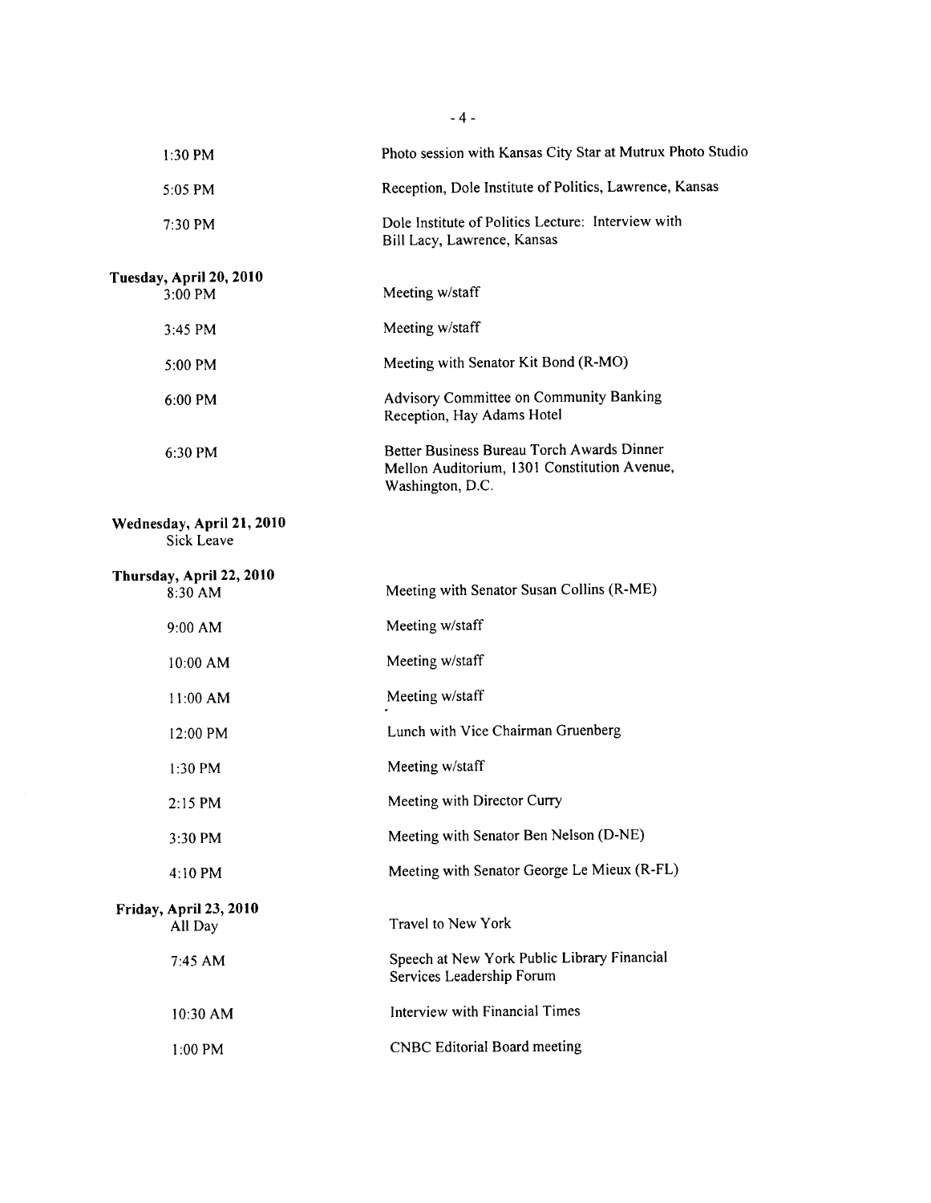| | |
|---|---|
| 1:30 PM | Photo session with Kansas City Star at Mutrux Photo Studio |
| 5:05 PM | Reception, Dole Institute of Politics, Lawrence, Kansas |
| 7:30 PM | Dole Institute of Politics Lecture: Interview with Bill Lacy, Lawrence, Kansas |
| **Tuesday, April 20, 2010** | |
| 3:00 PM | Meeting w/staff |
| 3:45 PM | Meeting w/staff |
| 5:00 PM | Meeting with Senator Kit Bond (R-MO) |
| 6:00 PM | Advisory Committee on Community Banking Reception, Hay Adams Hotel |
| 6:30 PM | Better Business Bureau Torch Awards Dinner Mellon Auditorium, 1301 Constitution Avenue, Washington, D.C. |
| **Wednesday, April 21, 2010** | |
| Sick Leave | |
| **Thursday, April 22, 2010** | |
| 8:30 AM | Meeting with Senator Susan Collins (R-ME) |
| 9:00 AM | Meeting w/staff |
| 10:00 AM | Meeting w/staff |
| 11:00 AM | Meeting w/staff |
| 12:00 PM | Lunch with Vice Chairman Gruenberg |
| 1:30 PM | Meeting w/staff |
| 2:15 PM | Meeting with Director Curry |
| 3:30 PM | Meeting with Senator Ben Nelson (D-NE) |
| 4:10 PM | Meeting with Senator George Le Mieux (R-FL) |
| **Friday, April 23, 2010** | |
| All Day | Travel to New York |
| 7:45 AM | Speech at New York Public Library Financial Services Leadership Forum |
| 10:30 AM | Interview with Financial Times |
| 1:00 PM | CNBC Editorial Board meeting |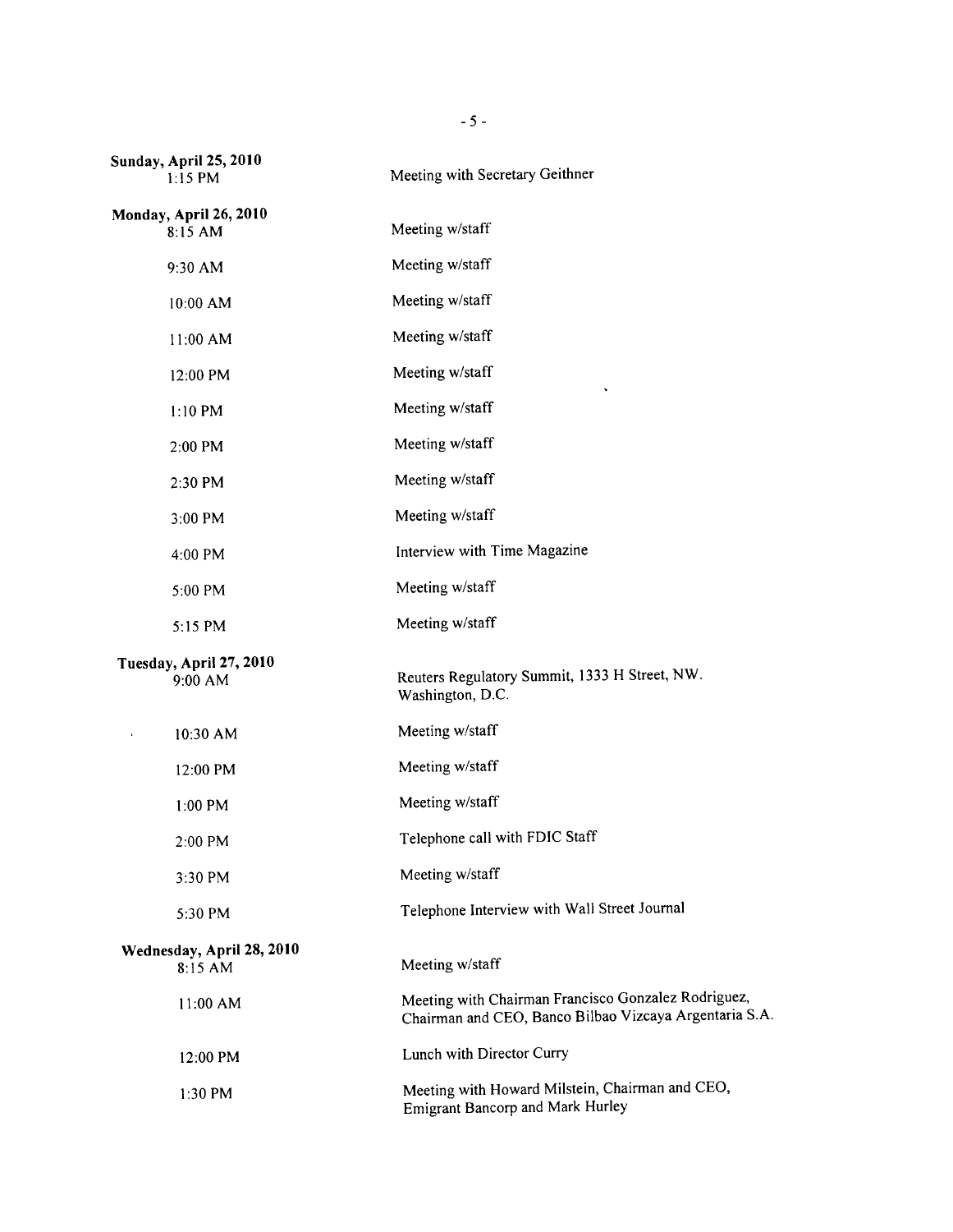**Sunday, April 25, 2010**

| | |
|---|---|
| 1:15 PM | Meeting with Secretary Geithner |

**Monday, April 26, 2010**

| | |
|---|---|
| 8:15 AM | Meeting w/staff |
| 9:30 AM | Meeting w/staff |
| 10:00 AM | Meeting w/staff |
| 11:00 AM | Meeting w/staff |
| 12:00 PM | Meeting w/staff |
| 1:10 PM | Meeting w/staff |
| 2:00 PM | Meeting w/staff |
| 2:30 PM | Meeting w/staff |
| 3:00 PM | Meeting w/staff |
| 4:00 PM | Interview with Time Magazine |
| 5:00 PM | Meeting w/staff |
| 5:15 PM | Meeting w/staff |

**Tuesday, April 27, 2010**

| | |
|---|---|
| 9:00 AM | Reuters Regulatory Summit, 1333 H Street, NW. Washington, D.C. |
| 10:30 AM | Meeting w/staff |
| 12:00 PM | Meeting w/staff |
| 1:00 PM | Meeting w/staff |
| 2:00 PM | Telephone call with FDIC Staff |
| 3:30 PM | Meeting w/staff |
| 5:30 PM | Telephone Interview with Wall Street Journal |

**Wednesday, April 28, 2010**

| | |
|---|---|
| 8:15 AM | Meeting w/staff |
| 11:00 AM | Meeting with Chairman Francisco Gonzalez Rodriguez, Chairman and CEO, Banco Bilbao Vizcaya Argentaria S.A. |
| 12:00 PM | Lunch with Director Curry |
| 1:30 PM | Meeting with Howard Milstein, Chairman and CEO, Emigrant Bancorp and Mark Hurley |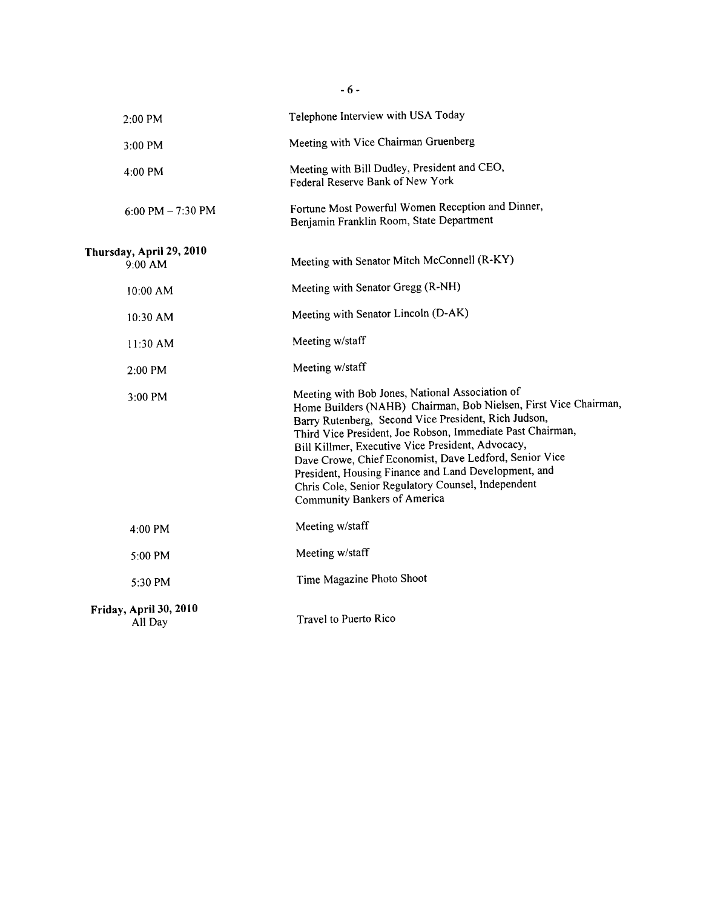| | |
|---|---|
| 2:00 PM | Telephone Interview with USA Today |
| 3:00 PM | Meeting with Vice Chairman Gruenberg |
| 4:00 PM | Meeting with Bill Dudley, President and CEO, Federal Reserve Bank of New York |
| 6:00 PM – 7:30 PM | Fortune Most Powerful Women Reception and Dinner, Benjamin Franklin Room, State Department |

**Thursday, April 29, 2010**

| | |
|---|---|
| 9:00 AM | Meeting with Senator Mitch McConnell (R-KY) |
| 10:00 AM | Meeting with Senator Gregg (R-NH) |
| 10:30 AM | Meeting with Senator Lincoln (D-AK) |
| 11:30 AM | Meeting w/staff |
| 2:00 PM | Meeting w/staff |
| 3:00 PM | Meeting with Bob Jones, National Association of Home Builders (NAHB) Chairman, Bob Nielsen, First Vice Chairman, Barry Rutenberg, Second Vice President, Rich Judson, Third Vice President, Joe Robson, Immediate Past Chairman, Bill Killmer, Executive Vice President, Advocacy, Dave Crowe, Chief Economist, Dave Ledford, Senior Vice President, Housing Finance and Land Development, and Chris Cole, Senior Regulatory Counsel, Independent Community Bankers of America |
| 4:00 PM | Meeting w/staff |
| 5:00 PM | Meeting w/staff |
| 5:30 PM | Time Magazine Photo Shoot |

**Friday, April 30, 2010**

| | |
|---|---|
| All Day | Travel to Puerto Rico |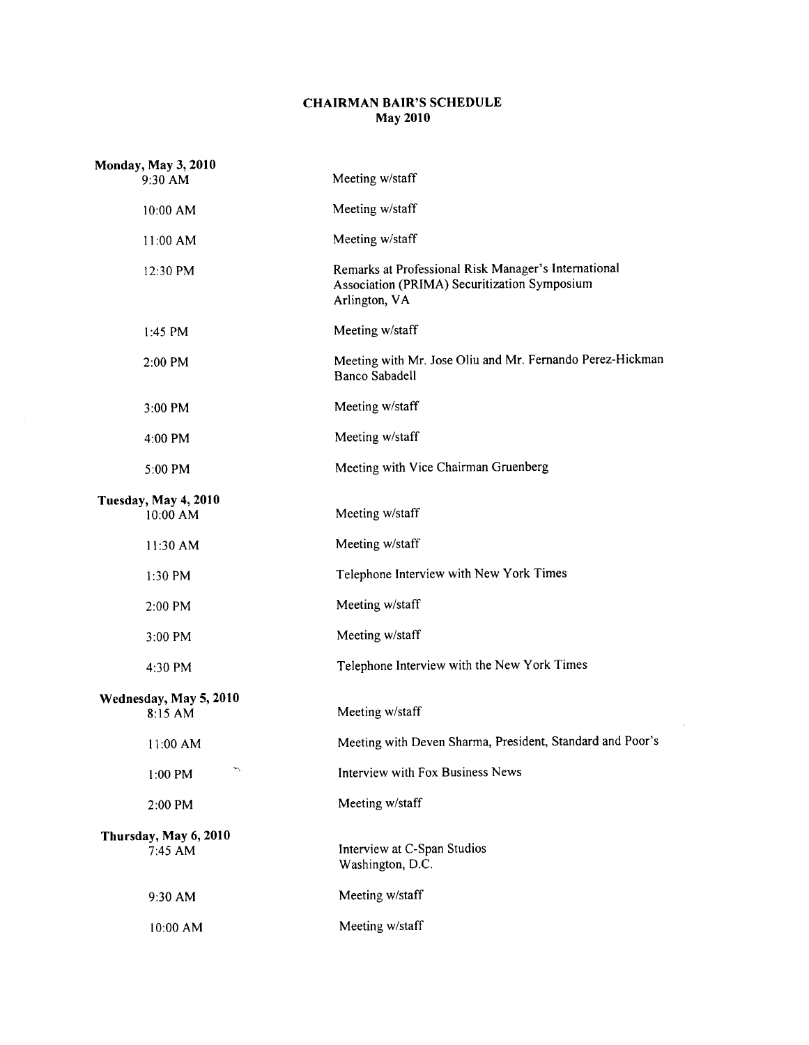# CHAIRMAN BAIR'S SCHEDULE
## May 2010

| | |
|---|---|
| **Monday, May 3, 2010** | |
| 9:30 AM | Meeting w/staff |
| 10:00 AM | Meeting w/staff |
| 11:00 AM | Meeting w/staff |
| 12:30 PM | Remarks at Professional Risk Manager's International Association (PRIMA) Securitization Symposium<br>Arlington, VA |
| 1:45 PM | Meeting w/staff |
| 2:00 PM | Meeting with Mr. Jose Oliu and Mr. Fernando Perez-Hickman<br>Banco Sabadell |
| 3:00 PM | Meeting w/staff |
| 4:00 PM | Meeting w/staff |
| 5:00 PM | Meeting with Vice Chairman Gruenberg |
| **Tuesday, May 4, 2010** | |
| 10:00 AM | Meeting w/staff |
| 11:30 AM | Meeting w/staff |
| 1:30 PM | Telephone Interview with New York Times |
| 2:00 PM | Meeting w/staff |
| 3:00 PM | Meeting w/staff |
| 4:30 PM | Telephone Interview with the New York Times |
| **Wednesday, May 5, 2010** | |
| 8:15 AM | Meeting w/staff |
| 11:00 AM | Meeting with Deven Sharma, President, Standard and Poor's |
| 1:00 PM | Interview with Fox Business News |
| 2:00 PM | Meeting w/staff |
| **Thursday, May 6, 2010** | |
| 7:45 AM | Interview at C-Span Studios<br>Washington, D.C. |
| 9:30 AM | Meeting w/staff |
| 10:00 AM | Meeting w/staff |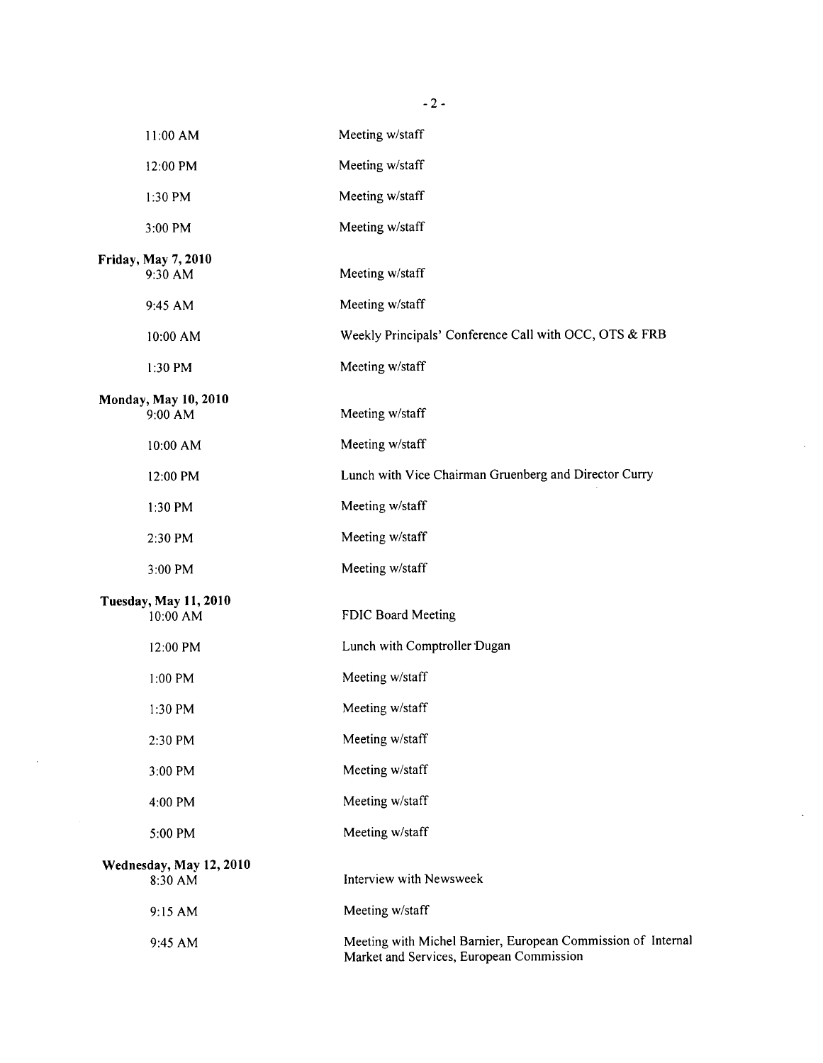| | |
|---|---|
| 11:00 AM | Meeting w/staff |
| 12:00 PM | Meeting w/staff |
| 1:30 PM | Meeting w/staff |
| 3:00 PM | Meeting w/staff |
| **Friday, May 7, 2010** | |
| 9:30 AM | Meeting w/staff |
| 9:45 AM | Meeting w/staff |
| 10:00 AM | Weekly Principals' Conference Call with OCC, OTS & FRB |
| 1:30 PM | Meeting w/staff |
| **Monday, May 10, 2010** | |
| 9:00 AM | Meeting w/staff |
| 10:00 AM | Meeting w/staff |
| 12:00 PM | Lunch with Vice Chairman Gruenberg and Director Curry |
| 1:30 PM | Meeting w/staff |
| 2:30 PM | Meeting w/staff |
| 3:00 PM | Meeting w/staff |
| **Tuesday, May 11, 2010** | |
| 10:00 AM | FDIC Board Meeting |
| 12:00 PM | Lunch with Comptroller Dugan |
| 1:00 PM | Meeting w/staff |
| 1:30 PM | Meeting w/staff |
| 2:30 PM | Meeting w/staff |
| 3:00 PM | Meeting w/staff |
| 4:00 PM | Meeting w/staff |
| 5:00 PM | Meeting w/staff |
| **Wednesday, May 12, 2010** | |
| 8:30 AM | Interview with Newsweek |
| 9:15 AM | Meeting w/staff |
| 9:45 AM | Meeting with Michel Barnier, European Commission of Internal Market and Services, European Commission |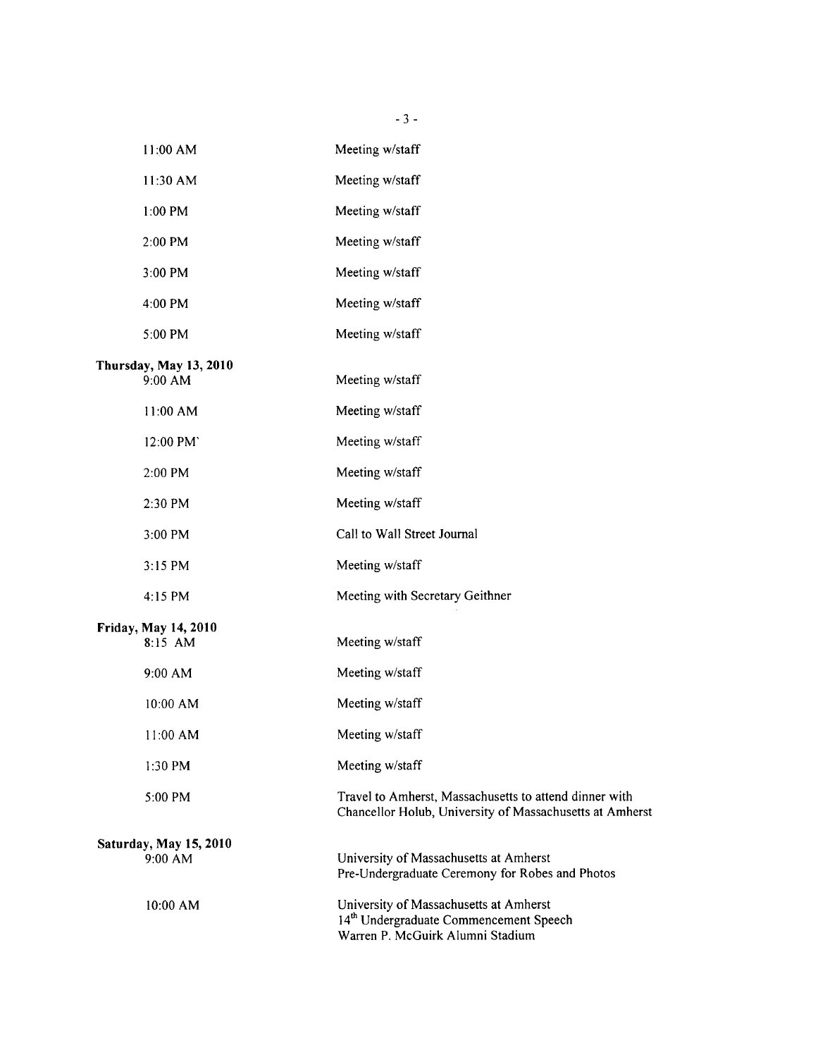| | |
|---|---|
| 11:00 AM | Meeting w/staff |
| 11:30 AM | Meeting w/staff |
| 1:00 PM | Meeting w/staff |
| 2:00 PM | Meeting w/staff |
| 3:00 PM | Meeting w/staff |
| 4:00 PM | Meeting w/staff |
| 5:00 PM | Meeting w/staff |

**Thursday, May 13, 2010**

| | |
|---|---|
| 9:00 AM | Meeting w/staff |
| 11:00 AM | Meeting w/staff |
| 12:00 PM` | Meeting w/staff |
| 2:00 PM | Meeting w/staff |
| 2:30 PM | Meeting w/staff |
| 3:00 PM | Call to Wall Street Journal |
| 3:15 PM | Meeting w/staff |
| 4:15 PM | Meeting with Secretary Geithner |

**Friday, May 14, 2010**

| | |
|---|---|
| 8:15 AM | Meeting w/staff |
| 9:00 AM | Meeting w/staff |
| 10:00 AM | Meeting w/staff |
| 11:00 AM | Meeting w/staff |
| 1:30 PM | Meeting w/staff |
| 5:00 PM | Travel to Amherst, Massachusetts to attend dinner with Chancellor Holub, University of Massachusetts at Amherst |

**Saturday, May 15, 2010**

| | |
|---|---|
| 9:00 AM | University of Massachusetts at Amherst<br>Pre-Undergraduate Ceremony for Robes and Photos |
| 10:00 AM | University of Massachusetts at Amherst<br>14th Undergraduate Commencement Speech<br>Warren P. McGuirk Alumni Stadium |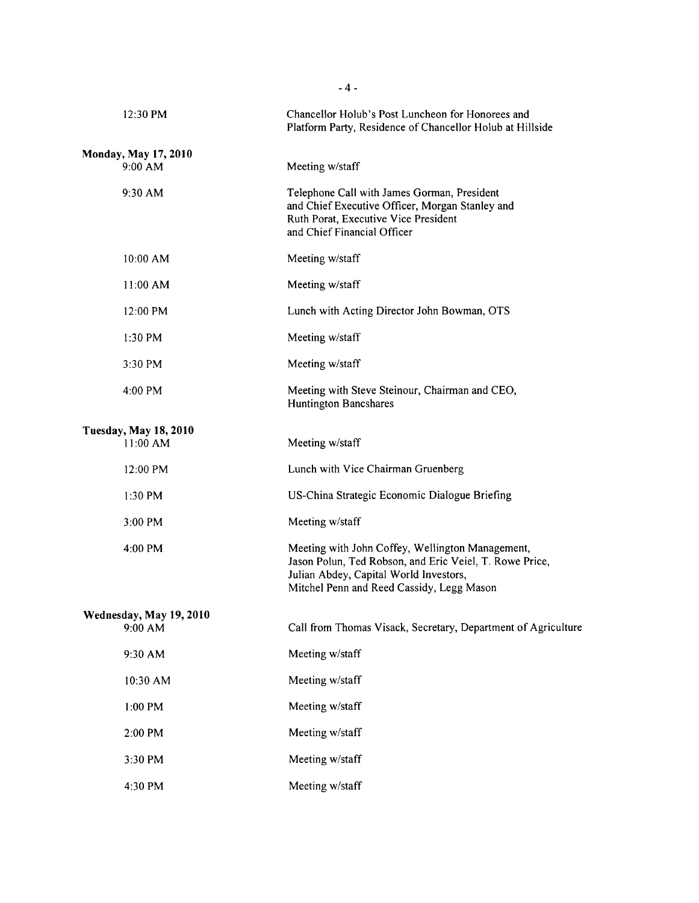| | |
|---|---|
| 12:30 PM | Chancellor Holub's Post Luncheon for Honorees and Platform Party, Residence of Chancellor Holub at Hillside |
| **Monday, May 17, 2010** | |
| 9:00 AM | Meeting w/staff |
| 9:30 AM | Telephone Call with James Gorman, President and Chief Executive Officer, Morgan Stanley and Ruth Porat, Executive Vice President and Chief Financial Officer |
| 10:00 AM | Meeting w/staff |
| 11:00 AM | Meeting w/staff |
| 12:00 PM | Lunch with Acting Director John Bowman, OTS |
| 1:30 PM | Meeting w/staff |
| 3:30 PM | Meeting w/staff |
| 4:00 PM | Meeting with Steve Steinour, Chairman and CEO, Huntington Bancshares |
| **Tuesday, May 18, 2010** | |
| 11:00 AM | Meeting w/staff |
| 12:00 PM | Lunch with Vice Chairman Gruenberg |
| 1:30 PM | US-China Strategic Economic Dialogue Briefing |
| 3:00 PM | Meeting w/staff |
| 4:00 PM | Meeting with John Coffey, Wellington Management, Jason Polun, Ted Robson, and Eric Veiel, T. Rowe Price, Julian Abdey, Capital World Investors, Mitchel Penn and Reed Cassidy, Legg Mason |
| **Wednesday, May 19, 2010** | |
| 9:00 AM | Call from Thomas Visack, Secretary, Department of Agriculture |
| 9:30 AM | Meeting w/staff |
| 10:30 AM | Meeting w/staff |
| 1:00 PM | Meeting w/staff |
| 2:00 PM | Meeting w/staff |
| 3:30 PM | Meeting w/staff |
| 4:30 PM | Meeting w/staff |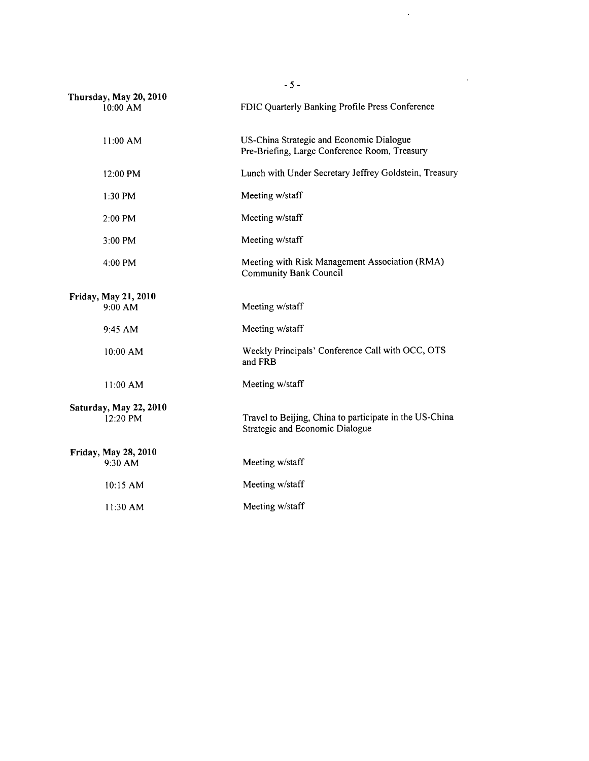**Thursday, May 20, 2010**

| | |
|---|---|
| 10:00 AM | FDIC Quarterly Banking Profile Press Conference |
| 11:00 AM | US-China Strategic and Economic Dialogue Pre-Briefing, Large Conference Room, Treasury |
| 12:00 PM | Lunch with Under Secretary Jeffrey Goldstein, Treasury |
| 1:30 PM | Meeting w/staff |
| 2:00 PM | Meeting w/staff |
| 3:00 PM | Meeting w/staff |
| 4:00 PM | Meeting with Risk Management Association (RMA) Community Bank Council |

**Friday, May 21, 2010**

| | |
|---|---|
| 9:00 AM | Meeting w/staff |
| 9:45 AM | Meeting w/staff |
| 10:00 AM | Weekly Principals' Conference Call with OCC, OTS and FRB |
| 11:00 AM | Meeting w/staff |

**Saturday, May 22, 2010**

| | |
|---|---|
| 12:20 PM | Travel to Beijing, China to participate in the US-China Strategic and Economic Dialogue |

**Friday, May 28, 2010**

| | |
|---|---|
| 9:30 AM | Meeting w/staff |
| 10:15 AM | Meeting w/staff |
| 11:30 AM | Meeting w/staff |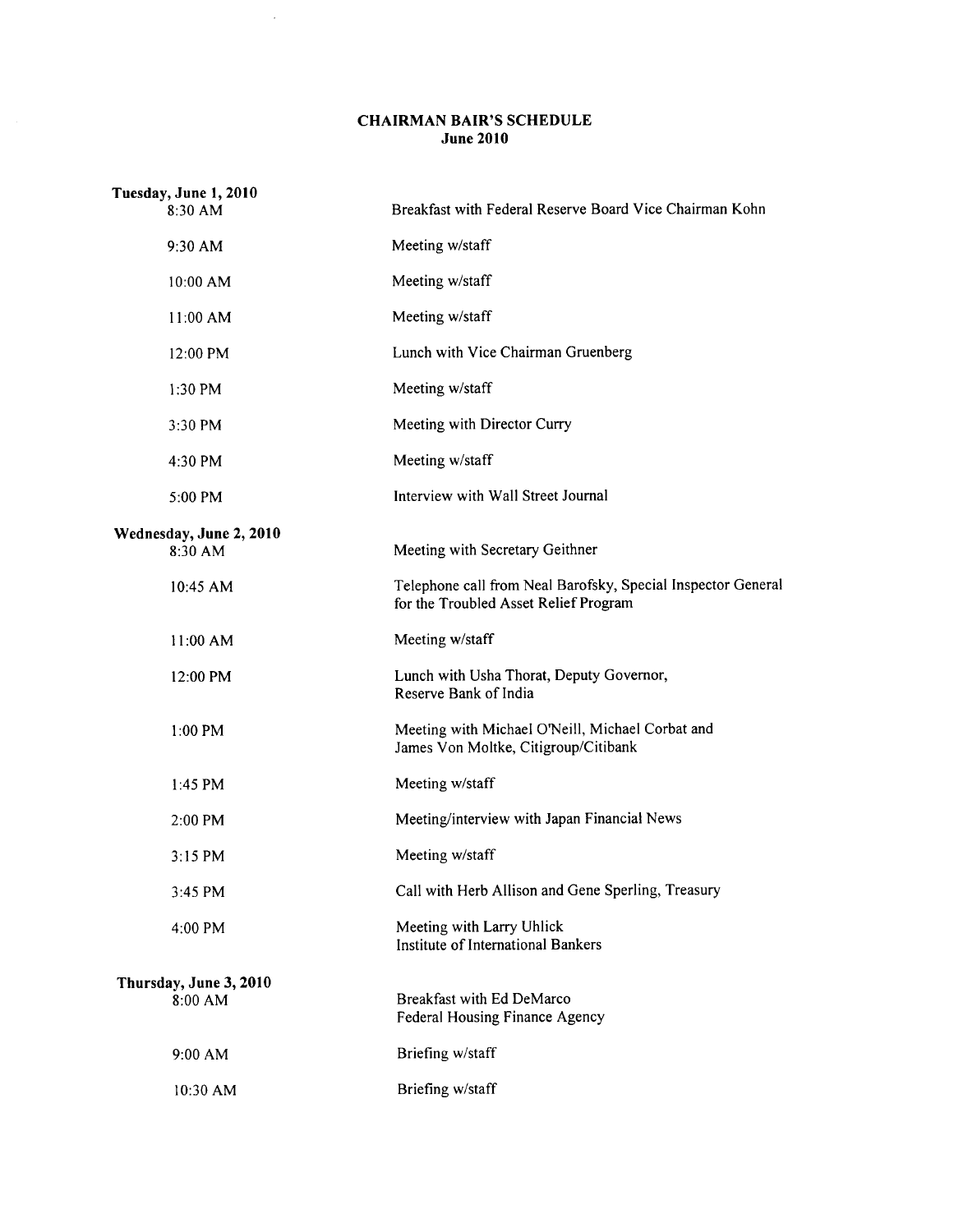# CHAIRMAN BAIR'S SCHEDULE
## June 2010

**Tuesday, June 1, 2010**

| | |
|---|---|
| 8:30 AM | Breakfast with Federal Reserve Board Vice Chairman Kohn |
| 9:30 AM | Meeting w/staff |
| 10:00 AM | Meeting w/staff |
| 11:00 AM | Meeting w/staff |
| 12:00 PM | Lunch with Vice Chairman Gruenberg |
| 1:30 PM | Meeting w/staff |
| 3:30 PM | Meeting with Director Curry |
| 4:30 PM | Meeting w/staff |
| 5:00 PM | Interview with Wall Street Journal |

**Wednesday, June 2, 2010**

| | |
|---|---|
| 8:30 AM | Meeting with Secretary Geithner |
| 10:45 AM | Telephone call from Neal Barofsky, Special Inspector General for the Troubled Asset Relief Program |
| 11:00 AM | Meeting w/staff |
| 12:00 PM | Lunch with Usha Thorat, Deputy Governor, Reserve Bank of India |
| 1:00 PM | Meeting with Michael O'Neill, Michael Corbat and James Von Moltke, Citigroup/Citibank |
| 1:45 PM | Meeting w/staff |
| 2:00 PM | Meeting/interview with Japan Financial News |
| 3:15 PM | Meeting w/staff |
| 3:45 PM | Call with Herb Allison and Gene Sperling, Treasury |
| 4:00 PM | Meeting with Larry Uhlick Institute of International Bankers |

**Thursday, June 3, 2010**

| | |
|---|---|
| 8:00 AM | Breakfast with Ed DeMarco Federal Housing Finance Agency |
| 9:00 AM | Briefing w/staff |
| 10:30 AM | Briefing w/staff |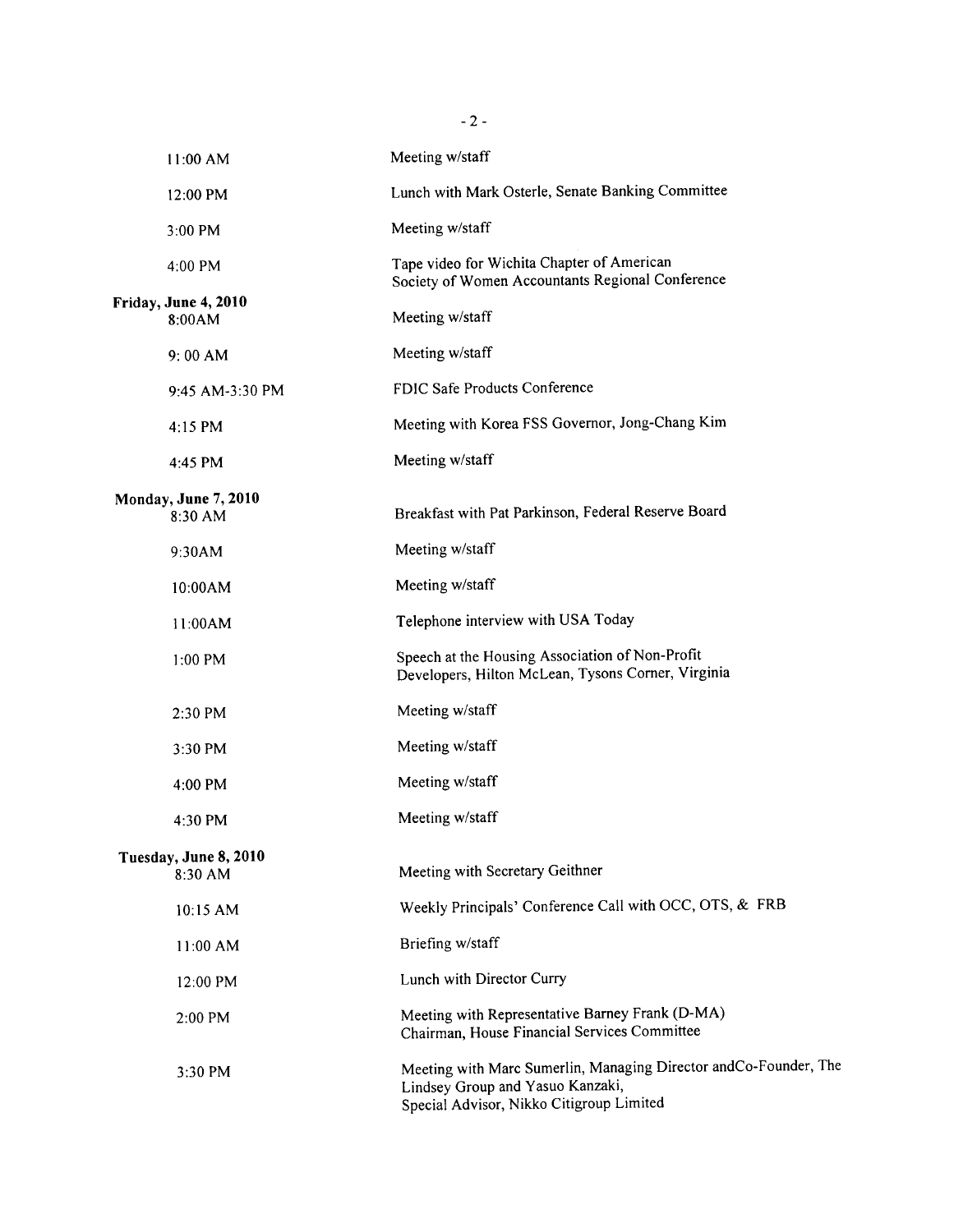| | |
|---|---|
| 11:00 AM | Meeting w/staff |
| 12:00 PM | Lunch with Mark Osterle, Senate Banking Committee |
| 3:00 PM | Meeting w/staff |
| 4:00 PM | Tape video for Wichita Chapter of American Society of Women Accountants Regional Conference |
| **Friday, June 4, 2010** | |
| 8:00AM | Meeting w/staff |
| 9: 00 AM | Meeting w/staff |
| 9:45 AM-3:30 PM | FDIC Safe Products Conference |
| 4:15 PM | Meeting with Korea FSS Governor, Jong-Chang Kim |
| 4:45 PM | Meeting w/staff |
| **Monday, June 7, 2010** | |
| 8:30 AM | Breakfast with Pat Parkinson, Federal Reserve Board |
| 9:30AM | Meeting w/staff |
| 10:00AM | Meeting w/staff |
| 11:00AM | Telephone interview with USA Today |
| 1:00 PM | Speech at the Housing Association of Non-Profit Developers, Hilton McLean, Tysons Corner, Virginia |
| 2:30 PM | Meeting w/staff |
| 3:30 PM | Meeting w/staff |
| 4:00 PM | Meeting w/staff |
| 4:30 PM | Meeting w/staff |
| **Tuesday, June 8, 2010** | |
| 8:30 AM | Meeting with Secretary Geithner |
| 10:15 AM | Weekly Principals' Conference Call with OCC, OTS, & FRB |
| 11:00 AM | Briefing w/staff |
| 12:00 PM | Lunch with Director Curry |
| 2:00 PM | Meeting with Representative Barney Frank (D-MA) Chairman, House Financial Services Committee |
| 3:30 PM | Meeting with Marc Sumerlin, Managing Director andCo-Founder, The Lindsey Group and Yasuo Kanzaki, Special Advisor, Nikko Citigroup Limited |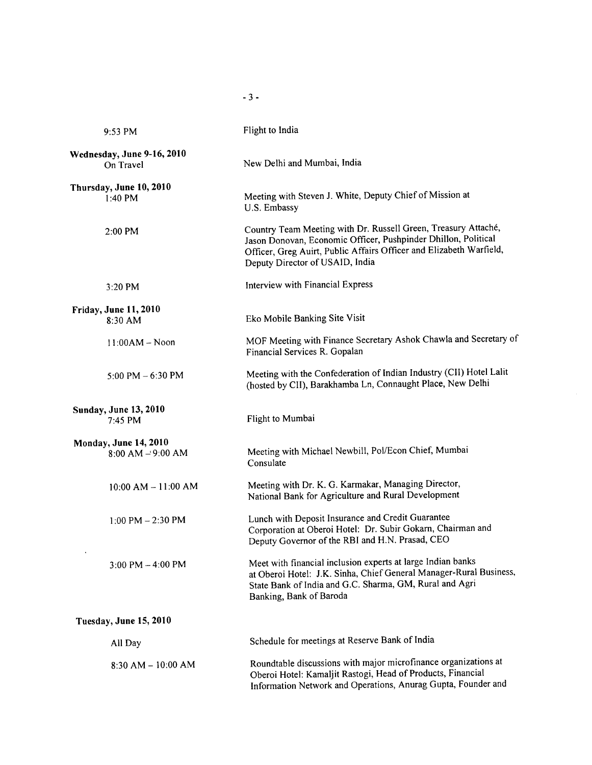| | |
|---|---|
| 9:53 PM | Flight to India |
| **Wednesday, June 9-16, 2010** On Travel | New Delhi and Mumbai, India |
| **Thursday, June 10, 2010** 1:40 PM | Meeting with Steven J. White, Deputy Chief of Mission at U.S. Embassy |
| 2:00 PM | Country Team Meeting with Dr. Russell Green, Treasury Attaché, Jason Donovan, Economic Officer, Pushpinder Dhillon, Political Officer, Greg Auirt, Public Affairs Officer and Elizabeth Warfield, Deputy Director of USAID, India |
| 3:20 PM | Interview with Financial Express |
| **Friday, June 11, 2010** 8:30 AM | Eko Mobile Banking Site Visit |
| 11:00AM – Noon | MOF Meeting with Finance Secretary Ashok Chawla and Secretary of Financial Services R. Gopalan |
| 5:00 PM – 6:30 PM | Meeting with the Confederation of Indian Industry (CII) Hotel Lalit (hosted by CII), Barakhamba Ln, Connaught Place, New Delhi |
| **Sunday, June 13, 2010** 7:45 PM | Flight to Mumbai |
| **Monday, June 14, 2010** 8:00 AM – 9:00 AM | Meeting with Michael Newbill, Pol/Econ Chief, Mumbai Consulate |
| 10:00 AM – 11:00 AM | Meeting with Dr. K. G. Karmakar, Managing Director, National Bank for Agriculture and Rural Development |
| 1:00 PM – 2:30 PM | Lunch with Deposit Insurance and Credit Guarantee Corporation at Oberoi Hotel: Dr. Subir Gokarn, Chairman and Deputy Governor of the RBI and H.N. Prasad, CEO |
| 3:00 PM – 4:00 PM | Meet with financial inclusion experts at large Indian banks at Oberoi Hotel: J.K. Sinha, Chief General Manager-Rural Business, State Bank of India and G.C. Sharma, GM, Rural and Agri Banking, Bank of Baroda |
| **Tuesday, June 15, 2010** | |
| All Day | Schedule for meetings at Reserve Bank of India |
| 8:30 AM – 10:00 AM | Roundtable discussions with major microfinance organizations at Oberoi Hotel: Kamaljit Rastogi, Head of Products, Financial Information Network and Operations, Anurag Gupta, Founder and |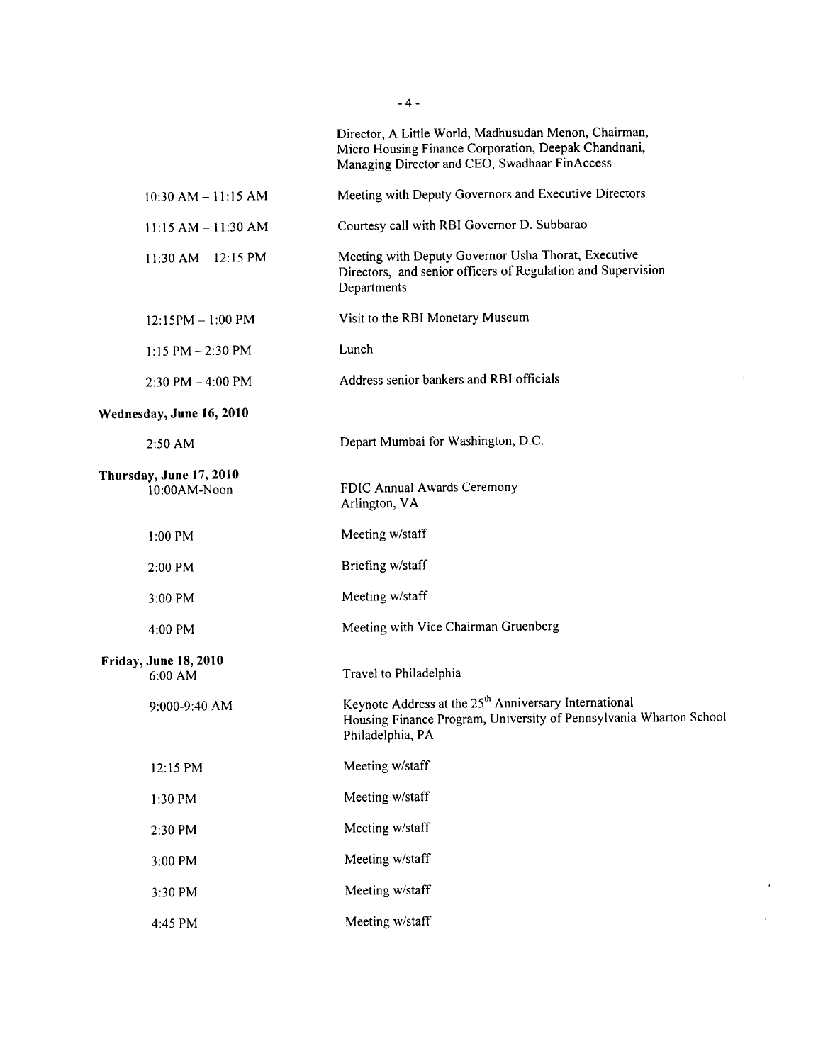| | |
|---|---|
| | Director, A Little World, Madhusudan Menon, Chairman, Micro Housing Finance Corporation, Deepak Chandnani, Managing Director and CEO, Swadhaar FinAccess |
| 10:30 AM – 11:15 AM | Meeting with Deputy Governors and Executive Directors |
| 11:15 AM – 11:30 AM | Courtesy call with RBI Governor D. Subbarao |
| 11:30 AM – 12:15 PM | Meeting with Deputy Governor Usha Thorat, Executive Directors, and senior officers of Regulation and Supervision Departments |
| 12:15PM – 1:00 PM | Visit to the RBI Monetary Museum |
| 1:15 PM – 2:30 PM | Lunch |
| 2:30 PM – 4:00 PM | Address senior bankers and RBI officials |

**Wednesday, June 16, 2010**

| | |
|---|---|
| 2:50 AM | Depart Mumbai for Washington, D.C. |

**Thursday, June 17, 2010**

| | |
|---|---|
| 10:00AM-Noon | FDIC Annual Awards Ceremony<br>Arlington, VA |
| 1:00 PM | Meeting w/staff |
| 2:00 PM | Briefing w/staff |
| 3:00 PM | Meeting w/staff |
| 4:00 PM | Meeting with Vice Chairman Gruenberg |

**Friday, June 18, 2010**

| | |
|---|---|
| 6:00 AM | Travel to Philadelphia |
| 9:000-9:40 AM | Keynote Address at the 25th Anniversary International Housing Finance Program, University of Pennsylvania Wharton School Philadelphia, PA |
| 12:15 PM | Meeting w/staff |
| 1:30 PM | Meeting w/staff |
| 2:30 PM | Meeting w/staff |
| 3:00 PM | Meeting w/staff |
| 3:30 PM | Meeting w/staff |
| 4:45 PM | Meeting w/staff |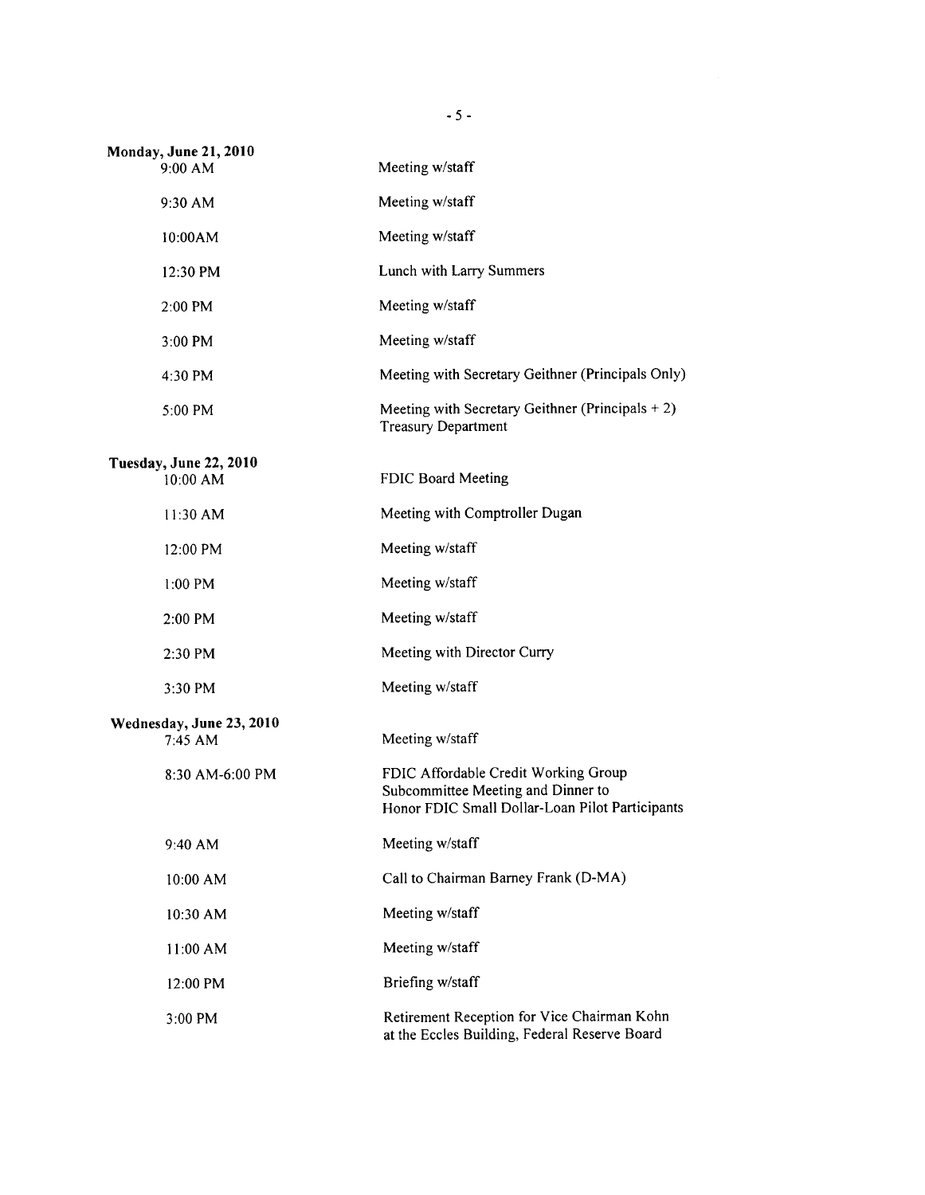**Monday, June 21, 2010**

| | |
|---|---|
| 9:00 AM | Meeting w/staff |
| 9:30 AM | Meeting w/staff |
| 10:00AM | Meeting w/staff |
| 12:30 PM | Lunch with Larry Summers |
| 2:00 PM | Meeting w/staff |
| 3:00 PM | Meeting w/staff |
| 4:30 PM | Meeting with Secretary Geithner (Principals Only) |
| 5:00 PM | Meeting with Secretary Geithner (Principals + 2) Treasury Department |

**Tuesday, June 22, 2010**

| | |
|---|---|
| 10:00 AM | FDIC Board Meeting |
| 11:30 AM | Meeting with Comptroller Dugan |
| 12:00 PM | Meeting w/staff |
| 1:00 PM | Meeting w/staff |
| 2:00 PM | Meeting w/staff |
| 2:30 PM | Meeting with Director Curry |
| 3:30 PM | Meeting w/staff |

**Wednesday, June 23, 2010**

| | |
|---|---|
| 7:45 AM | Meeting w/staff |
| 8:30 AM-6:00 PM | FDIC Affordable Credit Working Group Subcommittee Meeting and Dinner to Honor FDIC Small Dollar-Loan Pilot Participants |
| 9:40 AM | Meeting w/staff |
| 10:00 AM | Call to Chairman Barney Frank (D-MA) |
| 10:30 AM | Meeting w/staff |
| 11:00 AM | Meeting w/staff |
| 12:00 PM | Briefing w/staff |
| 3:00 PM | Retirement Reception for Vice Chairman Kohn at the Eccles Building, Federal Reserve Board |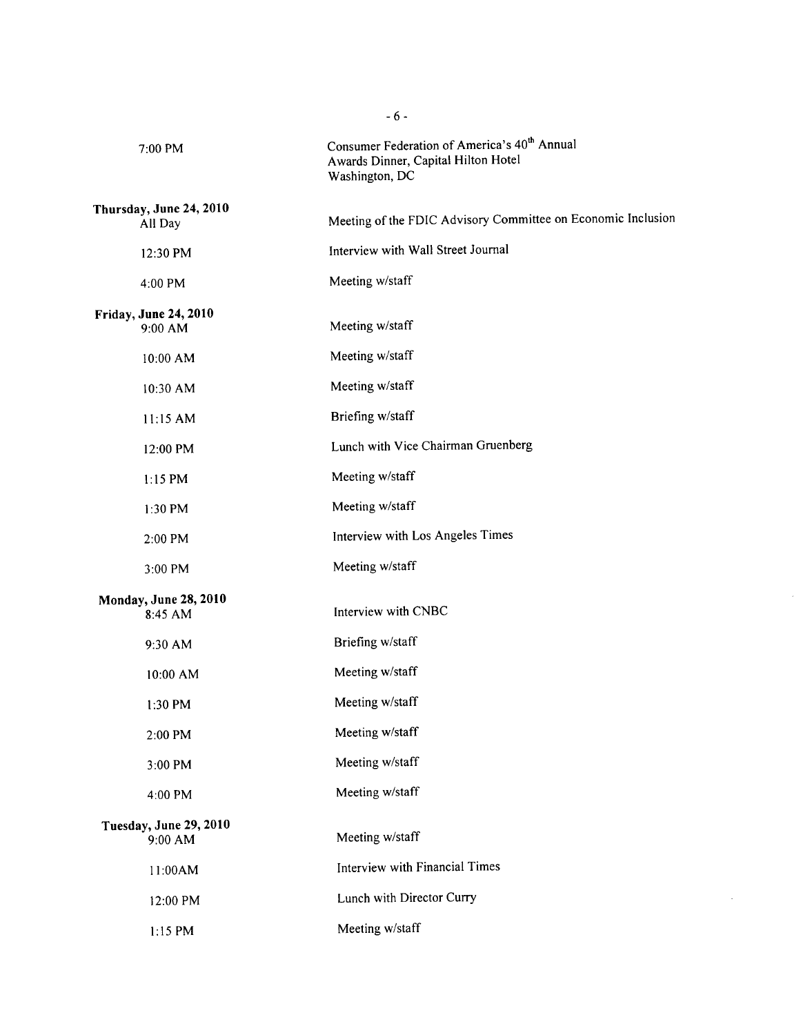| | |
|---|---|
| 7:00 PM | Consumer Federation of America's 40th Annual Awards Dinner, Capital Hilton Hotel Washington, DC |
| **Thursday, June 24, 2010** | |
| All Day | Meeting of the FDIC Advisory Committee on Economic Inclusion |
| 12:30 PM | Interview with Wall Street Journal |
| 4:00 PM | Meeting w/staff |
| **Friday, June 24, 2010** | |
| 9:00 AM | Meeting w/staff |
| 10:00 AM | Meeting w/staff |
| 10:30 AM | Meeting w/staff |
| 11:15 AM | Briefing w/staff |
| 12:00 PM | Lunch with Vice Chairman Gruenberg |
| 1:15 PM | Meeting w/staff |
| 1:30 PM | Meeting w/staff |
| 2:00 PM | Interview with Los Angeles Times |
| 3:00 PM | Meeting w/staff |
| **Monday, June 28, 2010** | |
| 8:45 AM | Interview with CNBC |
| 9:30 AM | Briefing w/staff |
| 10:00 AM | Meeting w/staff |
| 1:30 PM | Meeting w/staff |
| 2:00 PM | Meeting w/staff |
| 3:00 PM | Meeting w/staff |
| 4:00 PM | Meeting w/staff |
| **Tuesday, June 29, 2010** | |
| 9:00 AM | Meeting w/staff |
| 11:00AM | Interview with Financial Times |
| 12:00 PM | Lunch with Director Curry |
| 1:15 PM | Meeting w/staff |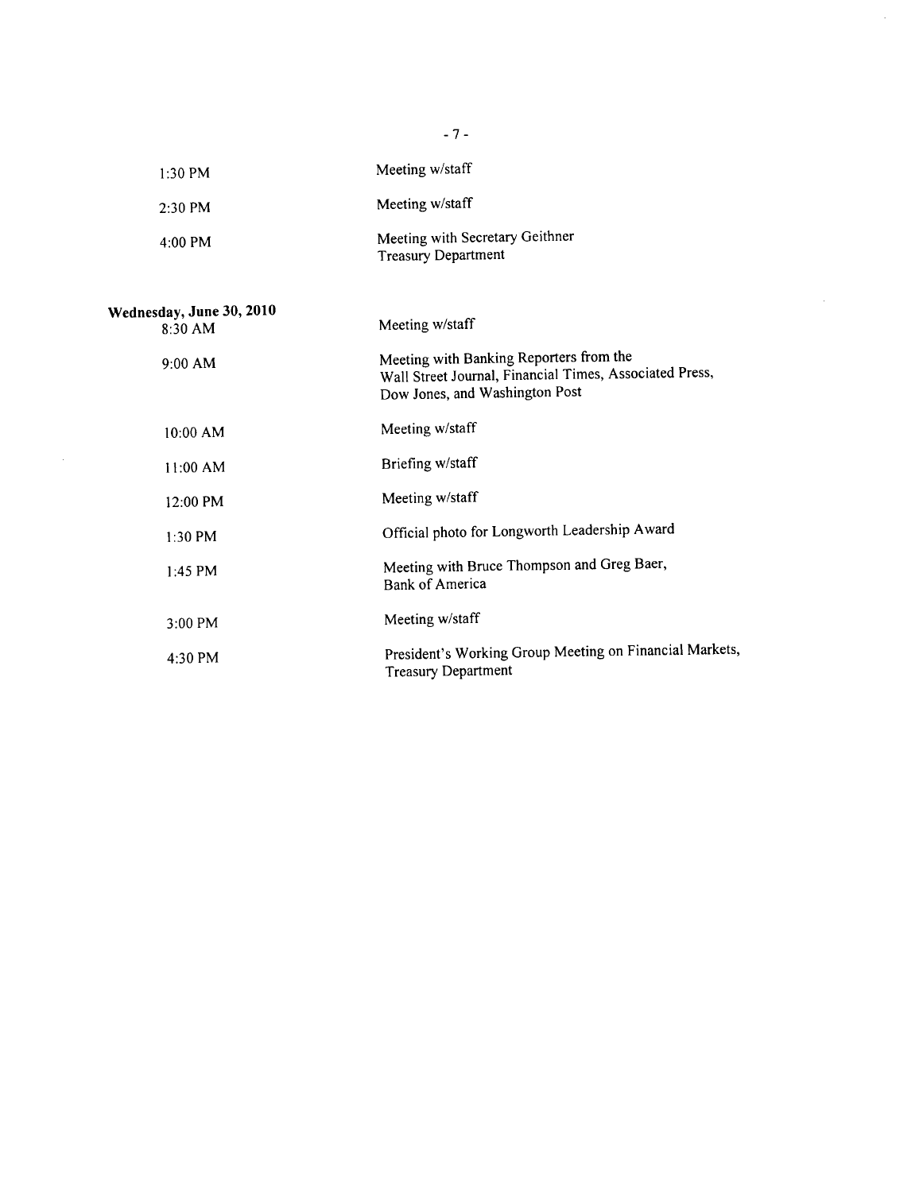| | |
|---|---|
| 1:30 PM | Meeting w/staff |
| 2:30 PM | Meeting w/staff |
| 4:00 PM | Meeting with Secretary Geithner<br>Treasury Department |

**Wednesday, June 30, 2010**

| | |
|---|---|
| 8:30 AM | Meeting w/staff |
| 9:00 AM | Meeting with Banking Reporters from the<br>Wall Street Journal, Financial Times, Associated Press,<br>Dow Jones, and Washington Post |
| 10:00 AM | Meeting w/staff |
| 11:00 AM | Briefing w/staff |
| 12:00 PM | Meeting w/staff |
| 1:30 PM | Official photo for Longworth Leadership Award |
| 1:45 PM | Meeting with Bruce Thompson and Greg Baer,<br>Bank of America |
| 3:00 PM | Meeting w/staff |
| 4:30 PM | President's Working Group Meeting on Financial Markets,<br>Treasury Department |